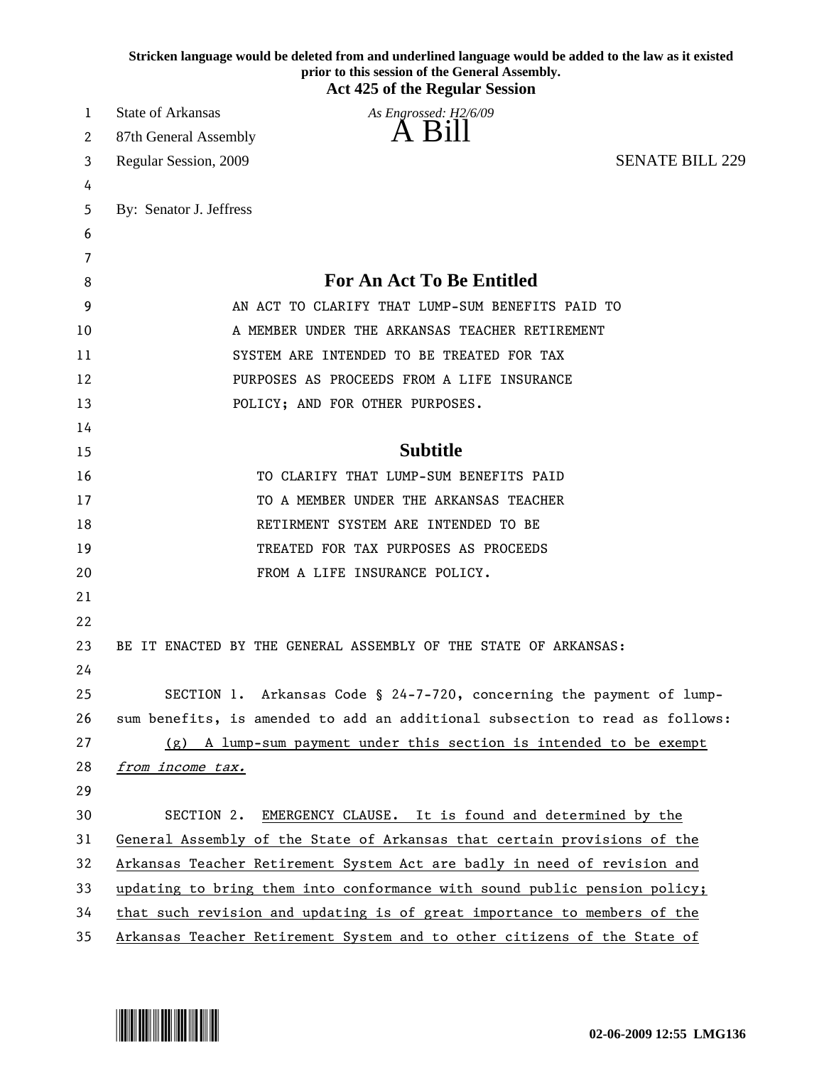**Stricken language would be deleted from and underlined language would be added to the law as it existed prior to this session of the General Assembly.**

**Act 425 of the Regular Session**

State of Arkansas
87th General Assembly
Regular Session, 2009

*As Engrossed: H2/6/09*

# A Bill

SENATE BILL 229

By: Senator J. Jeffress

## For An Act To Be Entitled

AN ACT TO CLARIFY THAT LUMP-SUM BENEFITS PAID TO A MEMBER UNDER THE ARKANSAS TEACHER RETIREMENT SYSTEM ARE INTENDED TO BE TREATED FOR TAX PURPOSES AS PROCEEDS FROM A LIFE INSURANCE POLICY; AND FOR OTHER PURPOSES.

## Subtitle

TO CLARIFY THAT LUMP-SUM BENEFITS PAID TO A MEMBER UNDER THE ARKANSAS TEACHER RETIRMENT SYSTEM ARE INTENDED TO BE TREATED FOR TAX PURPOSES AS PROCEEDS FROM A LIFE INSURANCE POLICY.

BE IT ENACTED BY THE GENERAL ASSEMBLY OF THE STATE OF ARKANSAS:

SECTION 1. Arkansas Code § 24-7-720, concerning the payment of lump-sum benefits, is amended to add an additional subsection to read as follows:

<u>(g) A lump-sum payment under this section is intended to be exempt *from income tax.*</u>

SECTION 2. <u>EMERGENCY CLAUSE. It is found and determined by the General Assembly of the State of Arkansas that certain provisions of the Arkansas Teacher Retirement System Act are badly in need of revision and updating to bring them into conformance with sound public pension policy; that such revision and updating is of great importance to members of the Arkansas Teacher Retirement System and to other citizens of the State of</u>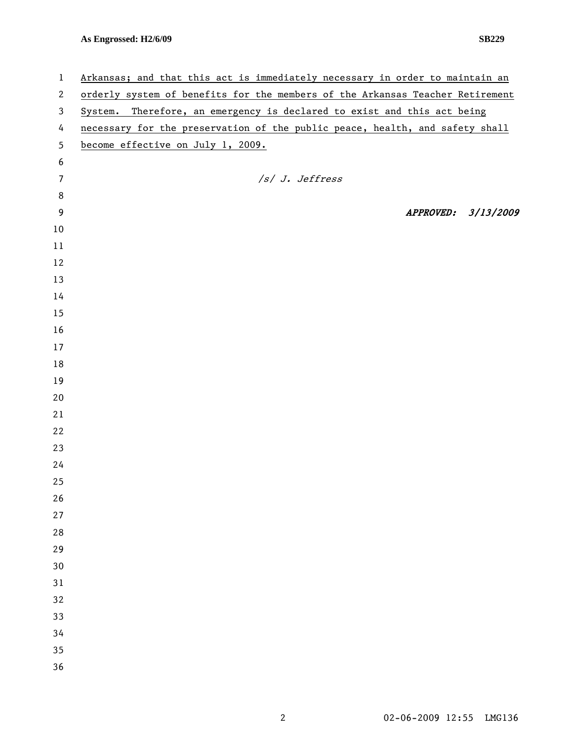Arkansas; and that this act is immediately necessary in order to maintain an orderly system of benefits for the members of the Arkansas Teacher Retirement System. Therefore, an emergency is declared to exist and this act being necessary for the preservation of the public peace, health, and safety shall become effective on July 1, 2009.

*/s/ J. Jeffress*

***APPROVED: 3/13/2009***